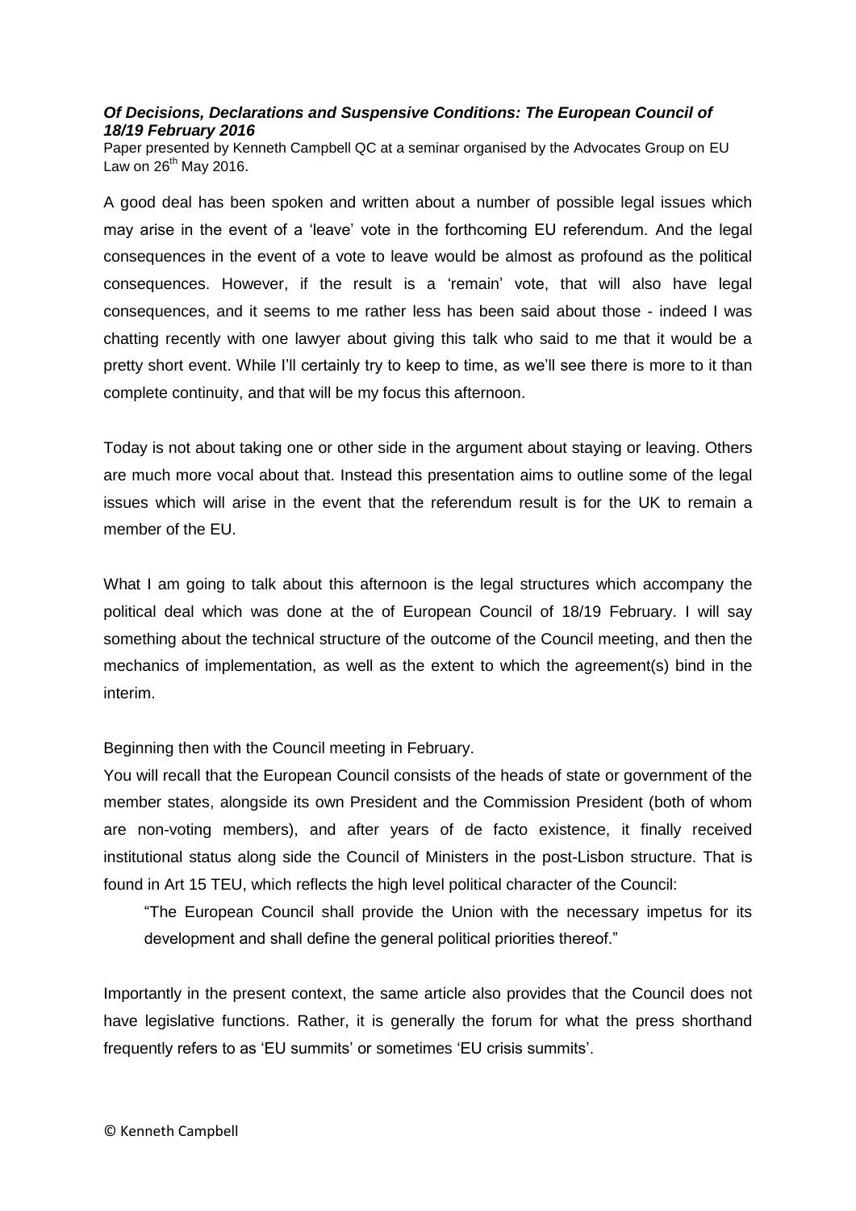***Of Decisions, Declarations and Suspensive Conditions: The European Council of 18/19 February 2016***

Paper presented by Kenneth Campbell QC at a seminar organised by the Advocates Group on EU Law on 26th May 2016.

A good deal has been spoken and written about a number of possible legal issues which may arise in the event of a 'leave' vote in the forthcoming EU referendum. And the legal consequences in the event of a vote to leave would be almost as profound as the political consequences. However, if the result is a 'remain' vote, that will also have legal consequences, and it seems to me rather less has been said about those - indeed I was chatting recently with one lawyer about giving this talk who said to me that it would be a pretty short event. While I'll certainly try to keep to time, as we'll see there is more to it than complete continuity, and that will be my focus this afternoon.

Today is not about taking one or other side in the argument about staying or leaving. Others are much more vocal about that. Instead this presentation aims to outline some of the legal issues which will arise in the event that the referendum result is for the UK to remain a member of the EU.

What I am going to talk about this afternoon is the legal structures which accompany the political deal which was done at the of European Council of 18/19 February. I will say something about the technical structure of the outcome of the Council meeting, and then the mechanics of implementation, as well as the extent to which the agreement(s) bind in the interim.

Beginning then with the Council meeting in February.

You will recall that the European Council consists of the heads of state or government of the member states, alongside its own President and the Commission President (both of whom are non-voting members), and after years of de facto existence, it finally received institutional status along side the Council of Ministers in the post-Lisbon structure. That is found in Art 15 TEU, which reflects the high level political character of the Council:

> "The European Council shall provide the Union with the necessary impetus for its development and shall define the general political priorities thereof."

Importantly in the present context, the same article also provides that the Council does not have legislative functions. Rather, it is generally the forum for what the press shorthand frequently refers to as 'EU summits' or sometimes 'EU crisis summits'.

© Kenneth Campbell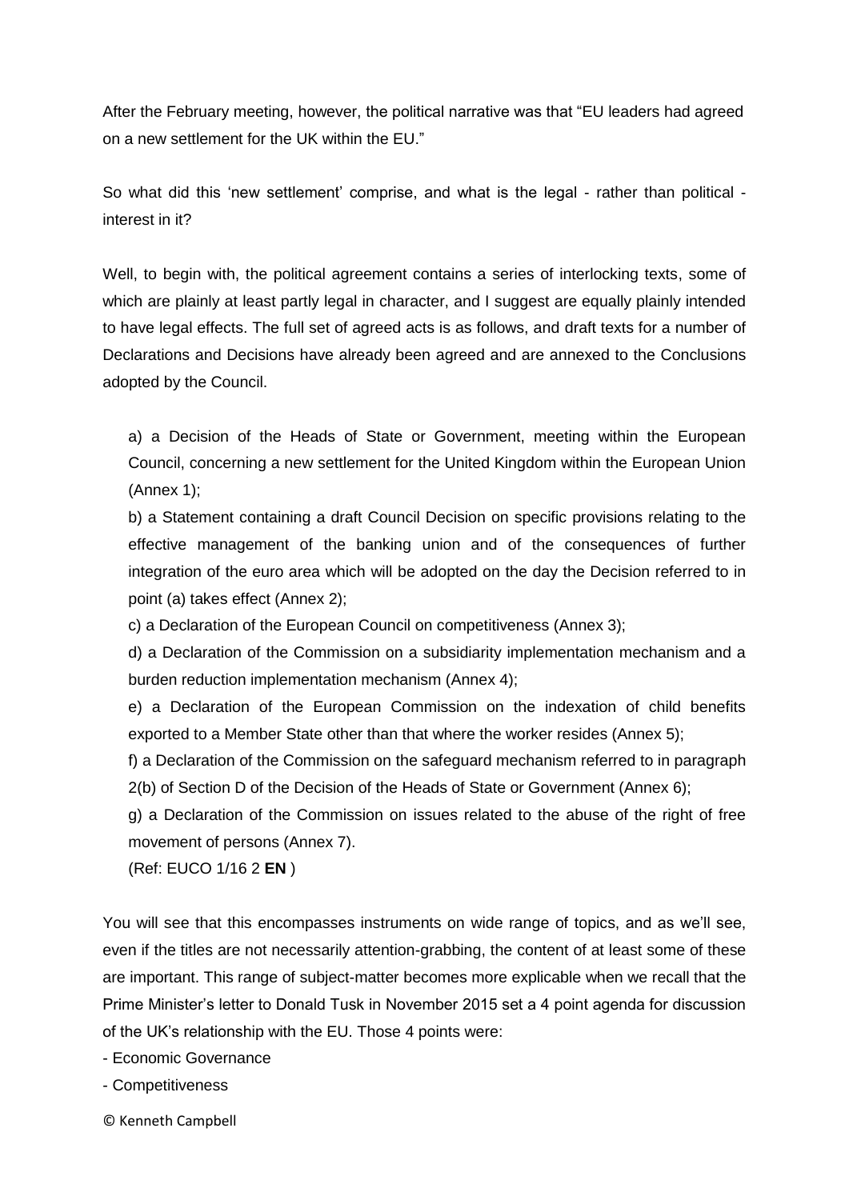After the February meeting, however, the political narrative was that "EU leaders had agreed on a new settlement for the UK within the EU."

So what did this 'new settlement' comprise, and what is the legal - rather than political - interest in it?

Well, to begin with, the political agreement contains a series of interlocking texts, some of which are plainly at least partly legal in character, and I suggest are equally plainly intended to have legal effects. The full set of agreed acts is as follows, and draft texts for a number of Declarations and Decisions have already been agreed and are annexed to the Conclusions adopted by the Council.

a) a Decision of the Heads of State or Government, meeting within the European Council, concerning a new settlement for the United Kingdom within the European Union (Annex 1);

b) a Statement containing a draft Council Decision on specific provisions relating to the effective management of the banking union and of the consequences of further integration of the euro area which will be adopted on the day the Decision referred to in point (a) takes effect (Annex 2);

c) a Declaration of the European Council on competitiveness (Annex 3);

d) a Declaration of the Commission on a subsidiarity implementation mechanism and a burden reduction implementation mechanism (Annex 4);

e) a Declaration of the European Commission on the indexation of child benefits exported to a Member State other than that where the worker resides (Annex 5);

f) a Declaration of the Commission on the safeguard mechanism referred to in paragraph 2(b) of Section D of the Decision of the Heads of State or Government (Annex 6);

g) a Declaration of the Commission on issues related to the abuse of the right of free movement of persons (Annex 7).

(Ref: EUCO 1/16 2 **EN** )

You will see that this encompasses instruments on wide range of topics, and as we'll see, even if the titles are not necessarily attention-grabbing, the content of at least some of these are important. This range of subject-matter becomes more explicable when we recall that the Prime Minister's letter to Donald Tusk in November 2015 set a 4 point agenda for discussion of the UK's relationship with the EU. Those 4 points were:

- Economic Governance
- Competitiveness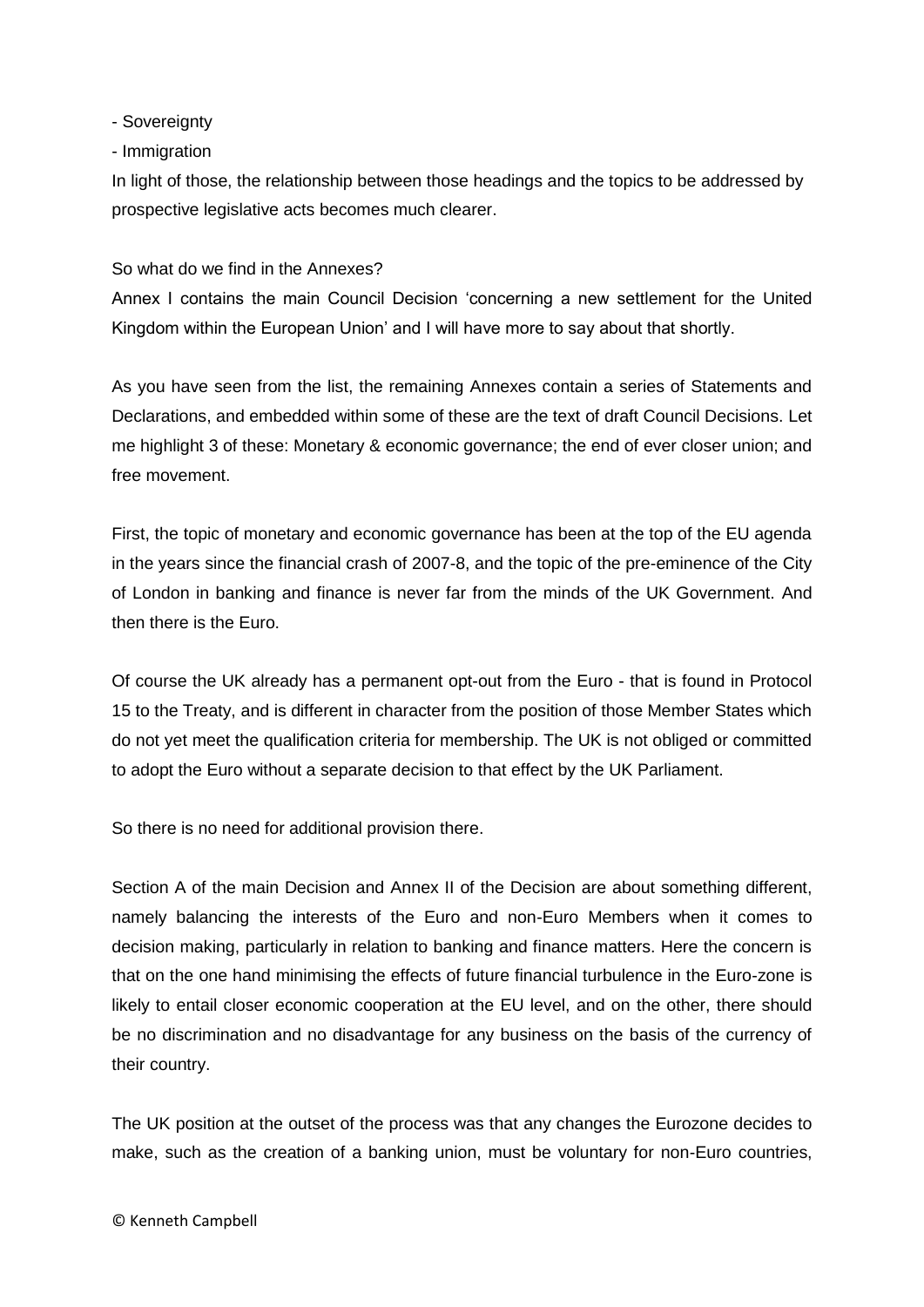- Sovereignty
- Immigration

In light of those, the relationship between those headings and the topics to be addressed by prospective legislative acts becomes much clearer.

So what do we find in the Annexes?

Annex I contains the main Council Decision 'concerning a new settlement for the United Kingdom within the European Union' and I will have more to say about that shortly.

As you have seen from the list, the remaining Annexes contain a series of Statements and Declarations, and embedded within some of these are the text of draft Council Decisions. Let me highlight 3 of these: Monetary & economic governance; the end of ever closer union; and free movement.

First, the topic of monetary and economic governance has been at the top of the EU agenda in the years since the financial crash of 2007-8, and the topic of the pre-eminence of the City of London in banking and finance is never far from the minds of the UK Government. And then there is the Euro.

Of course the UK already has a permanent opt-out from the Euro - that is found in Protocol 15 to the Treaty, and is different in character from the position of those Member States which do not yet meet the qualification criteria for membership. The UK is not obliged or committed to adopt the Euro without a separate decision to that effect by the UK Parliament.

So there is no need for additional provision there.

Section A of the main Decision and Annex II of the Decision are about something different, namely balancing the interests of the Euro and non-Euro Members when it comes to decision making, particularly in relation to banking and finance matters. Here the concern is that on the one hand minimising the effects of future financial turbulence in the Euro-zone is likely to entail closer economic cooperation at the EU level, and on the other, there should be no discrimination and no disadvantage for any business on the basis of the currency of their country.

The UK position at the outset of the process was that any changes the Eurozone decides to make, such as the creation of a banking union, must be voluntary for non-Euro countries,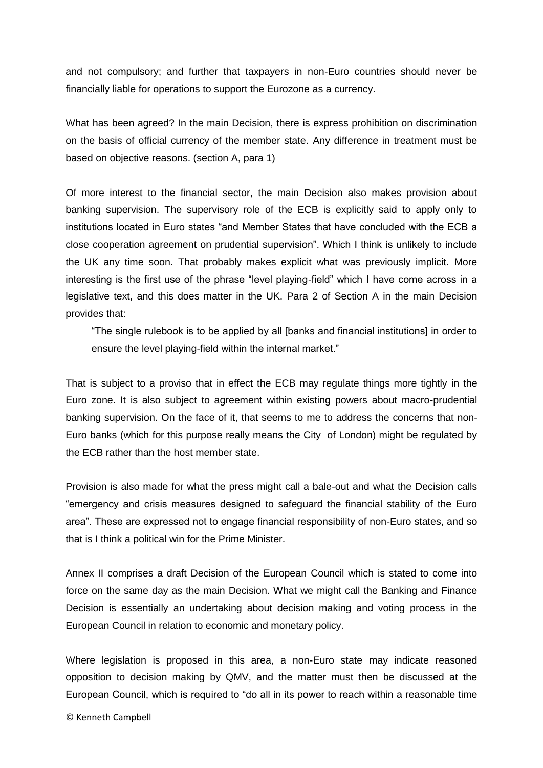and not compulsory; and further that taxpayers in non-Euro countries should never be financially liable for operations to support the Eurozone as a currency.

What has been agreed? In the main Decision, there is express prohibition on discrimination on the basis of official currency of the member state. Any difference in treatment must be based on objective reasons. (section A, para 1)

Of more interest to the financial sector, the main Decision also makes provision about banking supervision. The supervisory role of the ECB is explicitly said to apply only to institutions located in Euro states "and Member States that have concluded with the ECB a close cooperation agreement on prudential supervision". Which I think is unlikely to include the UK any time soon. That probably makes explicit what was previously implicit. More interesting is the first use of the phrase "level playing-field" which I have come across in a legislative text, and this does matter in the UK. Para 2 of Section A in the main Decision provides that:

> "The single rulebook is to be applied by all [banks and financial institutions] in order to ensure the level playing-field within the internal market."

That is subject to a proviso that in effect the ECB may regulate things more tightly in the Euro zone. It is also subject to agreement within existing powers about macro-prudential banking supervision. On the face of it, that seems to me to address the concerns that non-Euro banks (which for this purpose really means the City of London) might be regulated by the ECB rather than the host member state.

Provision is also made for what the press might call a bale-out and what the Decision calls "emergency and crisis measures designed to safeguard the financial stability of the Euro area". These are expressed not to engage financial responsibility of non-Euro states, and so that is I think a political win for the Prime Minister.

Annex II comprises a draft Decision of the European Council which is stated to come into force on the same day as the main Decision. What we might call the Banking and Finance Decision is essentially an undertaking about decision making and voting process in the European Council in relation to economic and monetary policy.

Where legislation is proposed in this area, a non-Euro state may indicate reasoned opposition to decision making by QMV, and the matter must then be discussed at the European Council, which is required to "do all in its power to reach within a reasonable time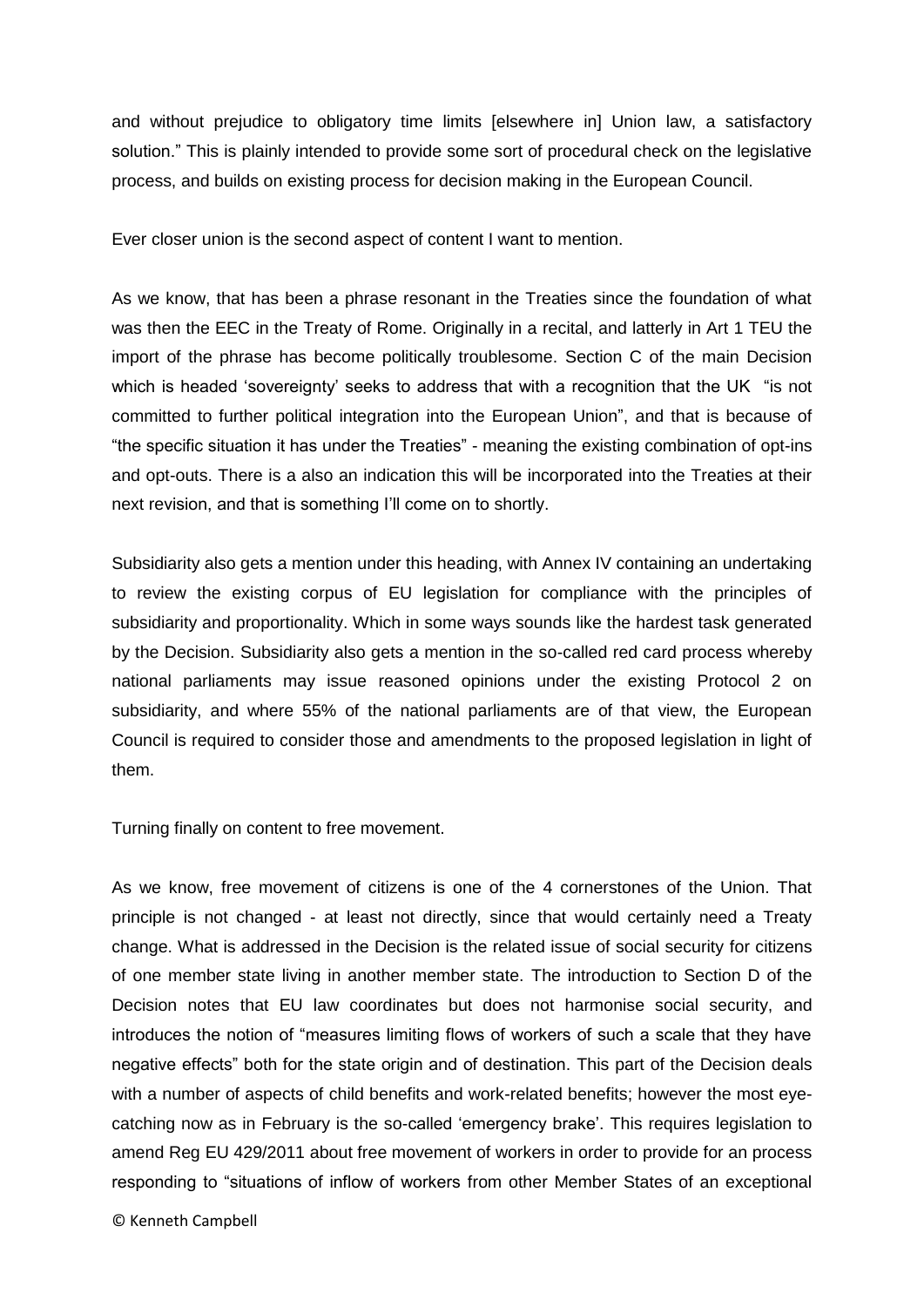and without prejudice to obligatory time limits [elsewhere in] Union law, a satisfactory solution." This is plainly intended to provide some sort of procedural check on the legislative process, and builds on existing process for decision making in the European Council.

Ever closer union is the second aspect of content I want to mention.

As we know, that has been a phrase resonant in the Treaties since the foundation of what was then the EEC in the Treaty of Rome. Originally in a recital, and latterly in Art 1 TEU the import of the phrase has become politically troublesome. Section C of the main Decision which is headed 'sovereignty' seeks to address that with a recognition that the UK "is not committed to further political integration into the European Union", and that is because of "the specific situation it has under the Treaties" - meaning the existing combination of opt-ins and opt-outs. There is a also an indication this will be incorporated into the Treaties at their next revision, and that is something I'll come on to shortly.

Subsidiarity also gets a mention under this heading, with Annex IV containing an undertaking to review the existing corpus of EU legislation for compliance with the principles of subsidiarity and proportionality. Which in some ways sounds like the hardest task generated by the Decision. Subsidiarity also gets a mention in the so-called red card process whereby national parliaments may issue reasoned opinions under the existing Protocol 2 on subsidiarity, and where 55% of the national parliaments are of that view, the European Council is required to consider those and amendments to the proposed legislation in light of them.

Turning finally on content to free movement.

As we know, free movement of citizens is one of the 4 cornerstones of the Union. That principle is not changed - at least not directly, since that would certainly need a Treaty change. What is addressed in the Decision is the related issue of social security for citizens of one member state living in another member state. The introduction to Section D of the Decision notes that EU law coordinates but does not harmonise social security, and introduces the notion of "measures limiting flows of workers of such a scale that they have negative effects" both for the state origin and of destination. This part of the Decision deals with a number of aspects of child benefits and work-related benefits; however the most eye-catching now as in February is the so-called 'emergency brake'. This requires legislation to amend Reg EU 429/2011 about free movement of workers in order to provide for an process responding to "situations of inflow of workers from other Member States of an exceptional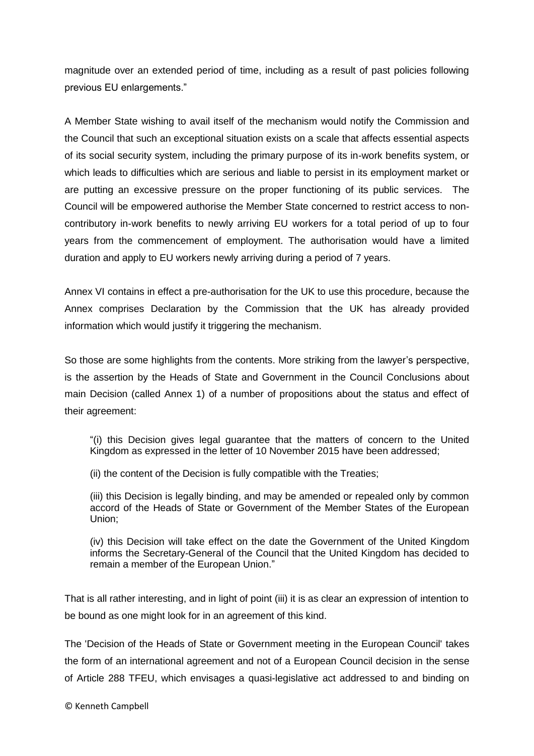magnitude over an extended period of time, including as a result of past policies following previous EU enlargements."

A Member State wishing to avail itself of the mechanism would notify the Commission and the Council that such an exceptional situation exists on a scale that affects essential aspects of its social security system, including the primary purpose of its in-work benefits system, or which leads to difficulties which are serious and liable to persist in its employment market or are putting an excessive pressure on the proper functioning of its public services. The Council will be empowered authorise the Member State concerned to restrict access to non-contributory in-work benefits to newly arriving EU workers for a total period of up to four years from the commencement of employment. The authorisation would have a limited duration and apply to EU workers newly arriving during a period of 7 years.

Annex VI contains in effect a pre-authorisation for the UK to use this procedure, because the Annex comprises Declaration by the Commission that the UK has already provided information which would justify it triggering the mechanism.

So those are some highlights from the contents. More striking from the lawyer's perspective, is the assertion by the Heads of State and Government in the Council Conclusions about main Decision (called Annex 1) of a number of propositions about the status and effect of their agreement:

> "(i) this Decision gives legal guarantee that the matters of concern to the United Kingdom as expressed in the letter of 10 November 2015 have been addressed;
>
> (ii) the content of the Decision is fully compatible with the Treaties;
>
> (iii) this Decision is legally binding, and may be amended or repealed only by common accord of the Heads of State or Government of the Member States of the European Union;
>
> (iv) this Decision will take effect on the date the Government of the United Kingdom informs the Secretary-General of the Council that the United Kingdom has decided to remain a member of the European Union."

That is all rather interesting, and in light of point (iii) it is as clear an expression of intention to be bound as one might look for in an agreement of this kind.

The 'Decision of the Heads of State or Government meeting in the European Council' takes the form of an international agreement and not of a European Council decision in the sense of Article 288 TFEU, which envisages a quasi-legislative act addressed to and binding on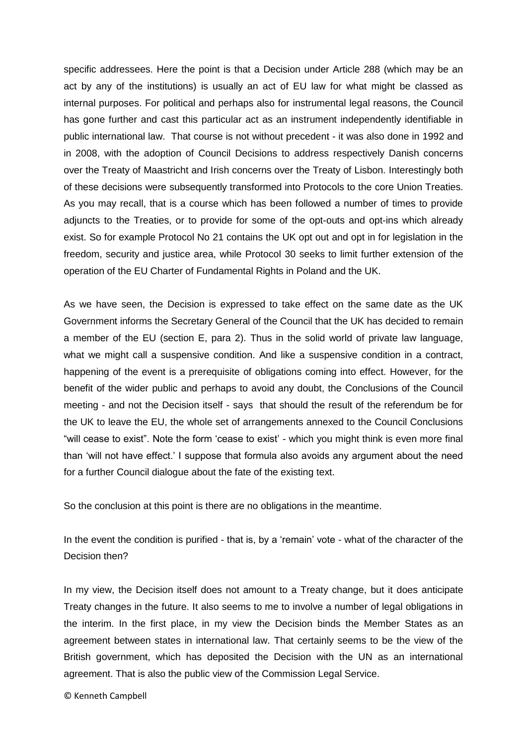specific addressees. Here the point is that a Decision under Article 288 (which may be an act by any of the institutions) is usually an act of EU law for what might be classed as internal purposes. For political and perhaps also for instrumental legal reasons, the Council has gone further and cast this particular act as an instrument independently identifiable in public international law. That course is not without precedent - it was also done in 1992 and in 2008, with the adoption of Council Decisions to address respectively Danish concerns over the Treaty of Maastricht and Irish concerns over the Treaty of Lisbon. Interestingly both of these decisions were subsequently transformed into Protocols to the core Union Treaties. As you may recall, that is a course which has been followed a number of times to provide adjuncts to the Treaties, or to provide for some of the opt-outs and opt-ins which already exist. So for example Protocol No 21 contains the UK opt out and opt in for legislation in the freedom, security and justice area, while Protocol 30 seeks to limit further extension of the operation of the EU Charter of Fundamental Rights in Poland and the UK.

As we have seen, the Decision is expressed to take effect on the same date as the UK Government informs the Secretary General of the Council that the UK has decided to remain a member of the EU (section E, para 2). Thus in the solid world of private law language, what we might call a suspensive condition. And like a suspensive condition in a contract, happening of the event is a prerequisite of obligations coming into effect. However, for the benefit of the wider public and perhaps to avoid any doubt, the Conclusions of the Council meeting - and not the Decision itself - says that should the result of the referendum be for the UK to leave the EU, the whole set of arrangements annexed to the Council Conclusions "will cease to exist". Note the form 'cease to exist' - which you might think is even more final than 'will not have effect.' I suppose that formula also avoids any argument about the need for a further Council dialogue about the fate of the existing text.

So the conclusion at this point is there are no obligations in the meantime.

In the event the condition is purified - that is, by a 'remain' vote - what of the character of the Decision then?

In my view, the Decision itself does not amount to a Treaty change, but it does anticipate Treaty changes in the future. It also seems to me to involve a number of legal obligations in the interim. In the first place, in my view the Decision binds the Member States as an agreement between states in international law. That certainly seems to be the view of the British government, which has deposited the Decision with the UN as an international agreement. That is also the public view of the Commission Legal Service.

© Kenneth Campbell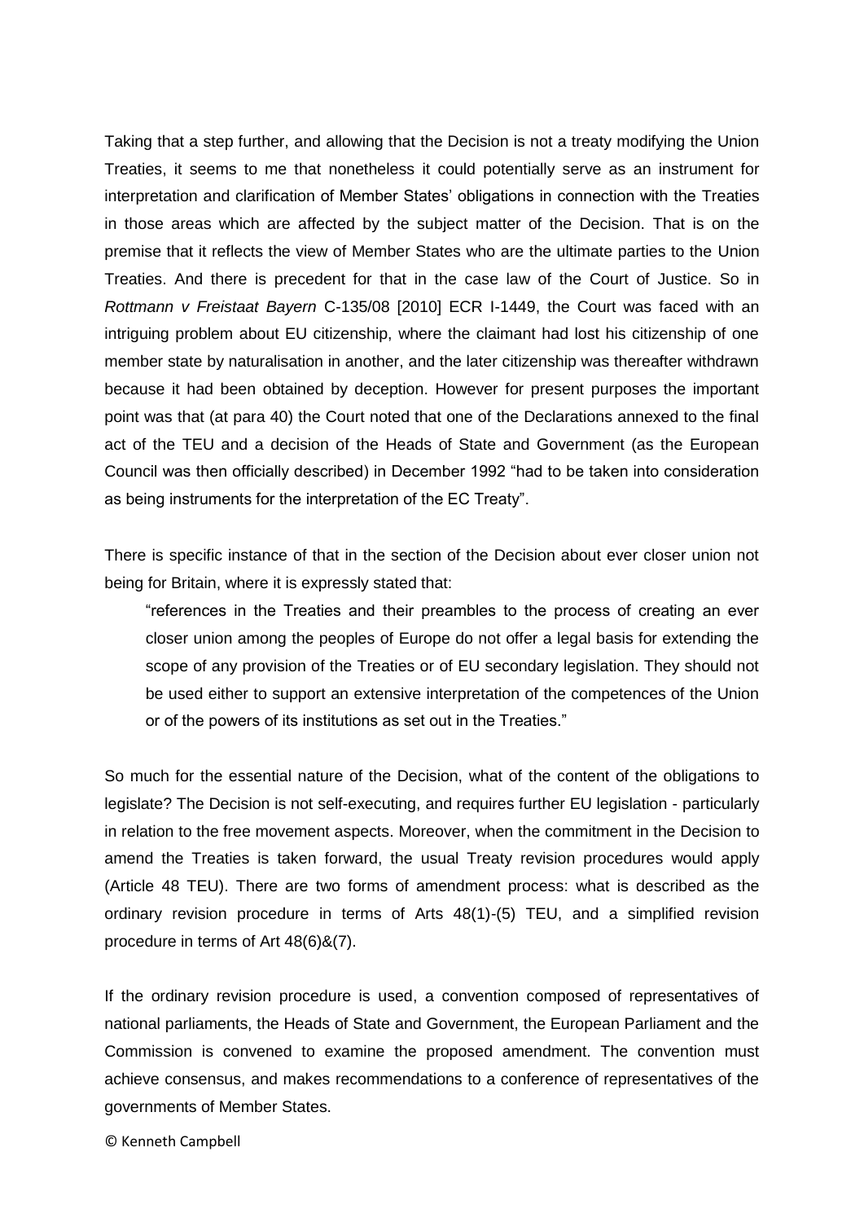Taking that a step further, and allowing that the Decision is not a treaty modifying the Union Treaties, it seems to me that nonetheless it could potentially serve as an instrument for interpretation and clarification of Member States' obligations in connection with the Treaties in those areas which are affected by the subject matter of the Decision. That is on the premise that it reflects the view of Member States who are the ultimate parties to the Union Treaties. And there is precedent for that in the case law of the Court of Justice. So in *Rottmann v Freistaat Bayern* C-135/08 [2010] ECR I-1449, the Court was faced with an intriguing problem about EU citizenship, where the claimant had lost his citizenship of one member state by naturalisation in another, and the later citizenship was thereafter withdrawn because it had been obtained by deception. However for present purposes the important point was that (at para 40) the Court noted that one of the Declarations annexed to the final act of the TEU and a decision of the Heads of State and Government (as the European Council was then officially described) in December 1992 "had to be taken into consideration as being instruments for the interpretation of the EC Treaty".

There is specific instance of that in the section of the Decision about ever closer union not being for Britain, where it is expressly stated that:

> "references in the Treaties and their preambles to the process of creating an ever closer union among the peoples of Europe do not offer a legal basis for extending the scope of any provision of the Treaties or of EU secondary legislation. They should not be used either to support an extensive interpretation of the competences of the Union or of the powers of its institutions as set out in the Treaties."

So much for the essential nature of the Decision, what of the content of the obligations to legislate? The Decision is not self-executing, and requires further EU legislation - particularly in relation to the free movement aspects. Moreover, when the commitment in the Decision to amend the Treaties is taken forward, the usual Treaty revision procedures would apply (Article 48 TEU). There are two forms of amendment process: what is described as the ordinary revision procedure in terms of Arts 48(1)-(5) TEU, and a simplified revision procedure in terms of Art 48(6)&(7).

If the ordinary revision procedure is used, a convention composed of representatives of national parliaments, the Heads of State and Government, the European Parliament and the Commission is convened to examine the proposed amendment. The convention must achieve consensus, and makes recommendations to a conference of representatives of the governments of Member States.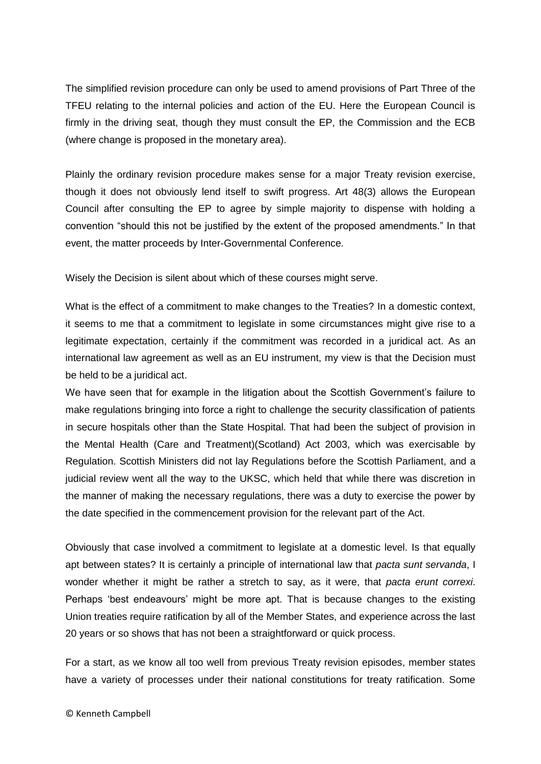The simplified revision procedure can only be used to amend provisions of Part Three of the TFEU relating to the internal policies and action of the EU. Here the European Council is firmly in the driving seat, though they must consult the EP, the Commission and the ECB (where change is proposed in the monetary area).

Plainly the ordinary revision procedure makes sense for a major Treaty revision exercise, though it does not obviously lend itself to swift progress. Art 48(3) allows the European Council after consulting the EP to agree by simple majority to dispense with holding a convention "should this not be justified by the extent of the proposed amendments." In that event, the matter proceeds by Inter-Governmental Conference.

Wisely the Decision is silent about which of these courses might serve.

What is the effect of a commitment to make changes to the Treaties? In a domestic context, it seems to me that a commitment to legislate in some circumstances might give rise to a legitimate expectation, certainly if the commitment was recorded in a juridical act. As an international law agreement as well as an EU instrument, my view is that the Decision must be held to be a juridical act.

We have seen that for example in the litigation about the Scottish Government's failure to make regulations bringing into force a right to challenge the security classification of patients in secure hospitals other than the State Hospital. That had been the subject of provision in the Mental Health (Care and Treatment)(Scotland) Act 2003, which was exercisable by Regulation. Scottish Ministers did not lay Regulations before the Scottish Parliament, and a judicial review went all the way to the UKSC, which held that while there was discretion in the manner of making the necessary regulations, there was a duty to exercise the power by the date specified in the commencement provision for the relevant part of the Act.

Obviously that case involved a commitment to legislate at a domestic level. Is that equally apt between states? It is certainly a principle of international law that *pacta sunt servanda*, I wonder whether it might be rather a stretch to say, as it were, that *pacta erunt correxi*. Perhaps 'best endeavours' might be more apt. That is because changes to the existing Union treaties require ratification by all of the Member States, and experience across the last 20 years or so shows that has not been a straightforward or quick process.

For a start, as we know all too well from previous Treaty revision episodes, member states have a variety of processes under their national constitutions for treaty ratification. Some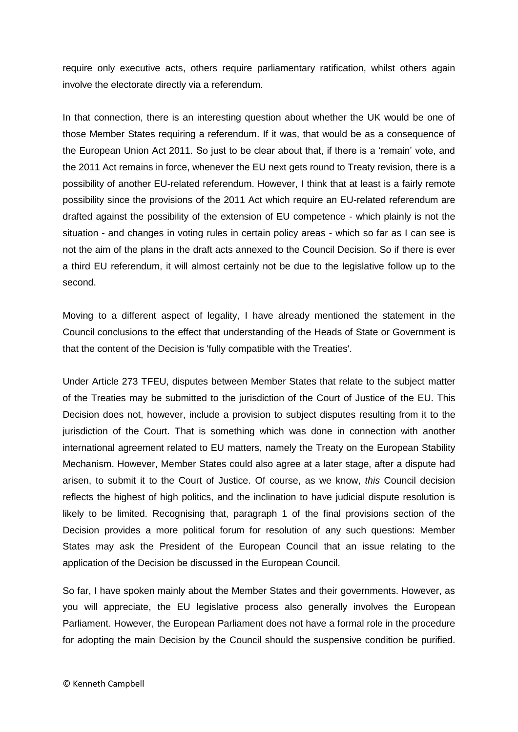require only executive acts, others require parliamentary ratification, whilst others again involve the electorate directly via a referendum.

In that connection, there is an interesting question about whether the UK would be one of those Member States requiring a referendum. If it was, that would be as a consequence of the European Union Act 2011. So just to be clear about that, if there is a 'remain' vote, and the 2011 Act remains in force, whenever the EU next gets round to Treaty revision, there is a possibility of another EU-related referendum. However, I think that at least is a fairly remote possibility since the provisions of the 2011 Act which require an EU-related referendum are drafted against the possibility of the extension of EU competence - which plainly is not the situation - and changes in voting rules in certain policy areas - which so far as I can see is not the aim of the plans in the draft acts annexed to the Council Decision. So if there is ever a third EU referendum, it will almost certainly not be due to the legislative follow up to the second.

Moving to a different aspect of legality, I have already mentioned the statement in the Council conclusions to the effect that understanding of the Heads of State or Government is that the content of the Decision is 'fully compatible with the Treaties'.

Under Article 273 TFEU, disputes between Member States that relate to the subject matter of the Treaties may be submitted to the jurisdiction of the Court of Justice of the EU. This Decision does not, however, include a provision to subject disputes resulting from it to the jurisdiction of the Court. That is something which was done in connection with another international agreement related to EU matters, namely the Treaty on the European Stability Mechanism. However, Member States could also agree at a later stage, after a dispute had arisen, to submit it to the Court of Justice. Of course, as we know, *this* Council decision reflects the highest of high politics, and the inclination to have judicial dispute resolution is likely to be limited. Recognising that, paragraph 1 of the final provisions section of the Decision provides a more political forum for resolution of any such questions: Member States may ask the President of the European Council that an issue relating to the application of the Decision be discussed in the European Council.

So far, I have spoken mainly about the Member States and their governments. However, as you will appreciate, the EU legislative process also generally involves the European Parliament. However, the European Parliament does not have a formal role in the procedure for adopting the main Decision by the Council should the suspensive condition be purified.

© Kenneth Campbell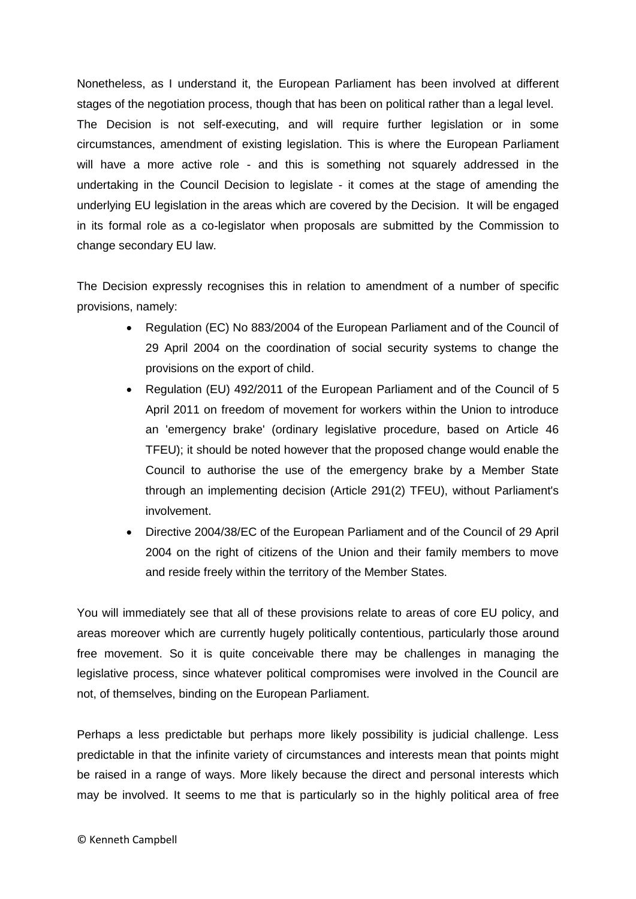Nonetheless, as I understand it, the European Parliament has been involved at different stages of the negotiation process, though that has been on political rather than a legal level. The Decision is not self-executing, and will require further legislation or in some circumstances, amendment of existing legislation. This is where the European Parliament will have a more active role - and this is something not squarely addressed in the undertaking in the Council Decision to legislate - it comes at the stage of amending the underlying EU legislation in the areas which are covered by the Decision. It will be engaged in its formal role as a co-legislator when proposals are submitted by the Commission to change secondary EU law.

The Decision expressly recognises this in relation to amendment of a number of specific provisions, namely:

- Regulation (EC) No 883/2004 of the European Parliament and of the Council of 29 April 2004 on the coordination of social security systems to change the provisions on the export of child.
- Regulation (EU) 492/2011 of the European Parliament and of the Council of 5 April 2011 on freedom of movement for workers within the Union to introduce an 'emergency brake' (ordinary legislative procedure, based on Article 46 TFEU); it should be noted however that the proposed change would enable the Council to authorise the use of the emergency brake by a Member State through an implementing decision (Article 291(2) TFEU), without Parliament's involvement.
- Directive 2004/38/EC of the European Parliament and of the Council of 29 April 2004 on the right of citizens of the Union and their family members to move and reside freely within the territory of the Member States.

You will immediately see that all of these provisions relate to areas of core EU policy, and areas moreover which are currently hugely politically contentious, particularly those around free movement. So it is quite conceivable there may be challenges in managing the legislative process, since whatever political compromises were involved in the Council are not, of themselves, binding on the European Parliament.

Perhaps a less predictable but perhaps more likely possibility is judicial challenge. Less predictable in that the infinite variety of circumstances and interests mean that points might be raised in a range of ways. More likely because the direct and personal interests which may be involved. It seems to me that is particularly so in the highly political area of free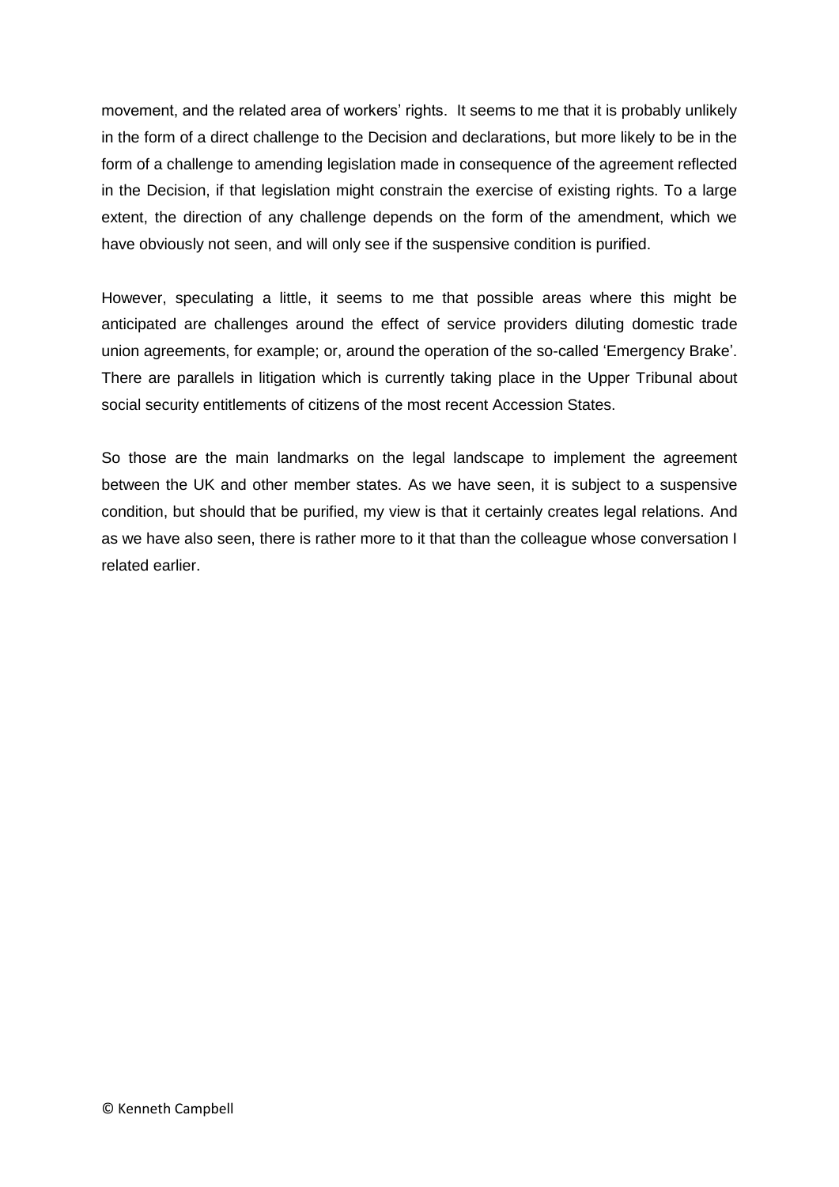movement, and the related area of workers' rights. It seems to me that it is probably unlikely in the form of a direct challenge to the Decision and declarations, but more likely to be in the form of a challenge to amending legislation made in consequence of the agreement reflected in the Decision, if that legislation might constrain the exercise of existing rights. To a large extent, the direction of any challenge depends on the form of the amendment, which we have obviously not seen, and will only see if the suspensive condition is purified.

However, speculating a little, it seems to me that possible areas where this might be anticipated are challenges around the effect of service providers diluting domestic trade union agreements, for example; or, around the operation of the so-called 'Emergency Brake'. There are parallels in litigation which is currently taking place in the Upper Tribunal about social security entitlements of citizens of the most recent Accession States.

So those are the main landmarks on the legal landscape to implement the agreement between the UK and other member states. As we have seen, it is subject to a suspensive condition, but should that be purified, my view is that it certainly creates legal relations. And as we have also seen, there is rather more to it that than the colleague whose conversation I related earlier.

© Kenneth Campbell